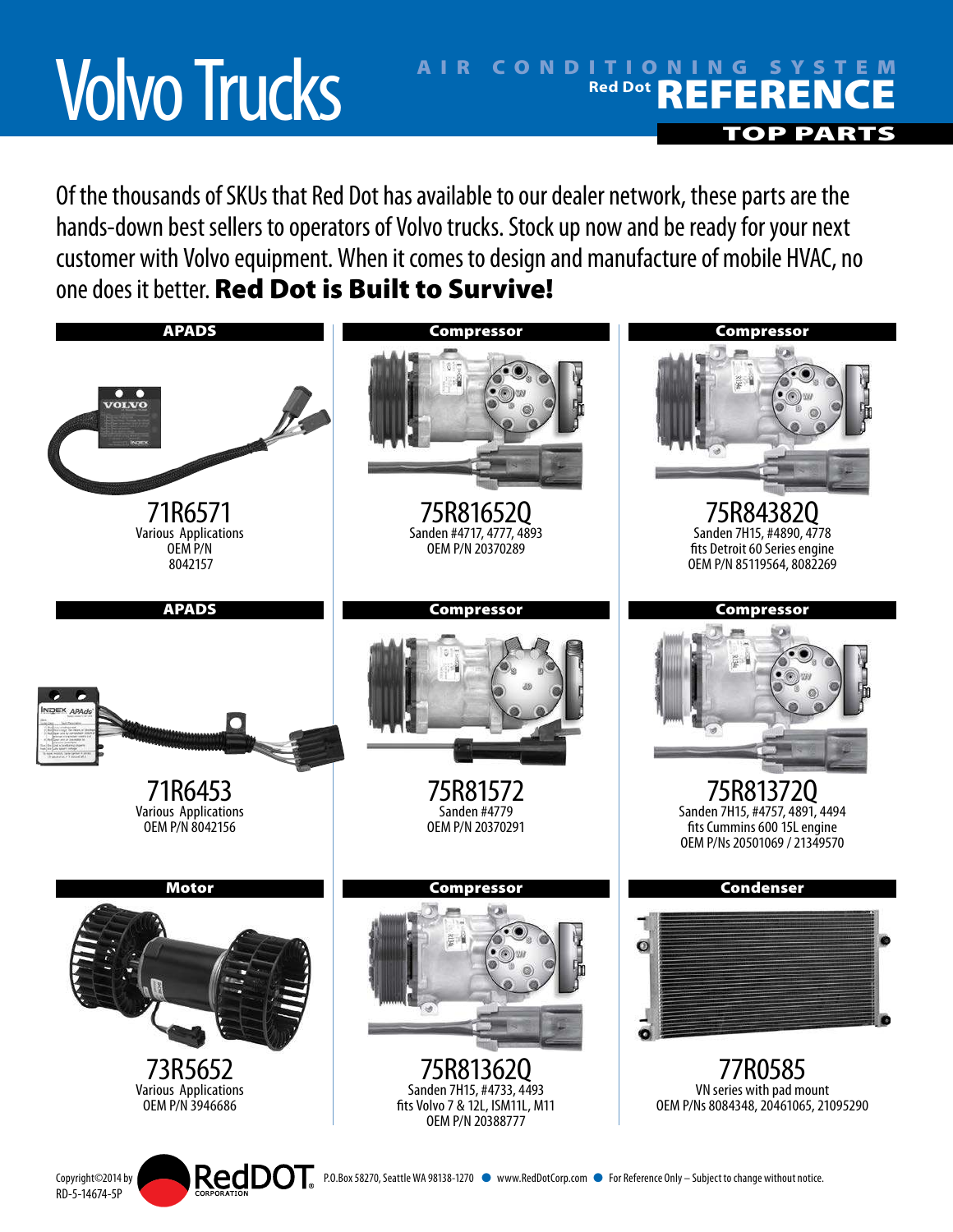# Volvo Trucks

## AIR CONDITIONING SYSTEM Red Dot REFERENCE

### TOP PARTS

Of the thousands of SKUs that Red Dot has available to our dealer network, these parts are the hands-down best sellers to operators of Volvo trucks. Stock up now and be ready for your next customer with Volvo equipment. When it comes to design and manufacture of mobile HVAC, no one does it better. **Red Dot is Built to Survive!**

### APADS

**71R6571**
Various Applications
OEM P/N
8042157

### Compressor

**75R81652Q**
Sanden #4717, 4777, 4893
OEM P/N 20370289

### Compressor

**75R84382Q**
Sanden 7H15, #4890, 4778
fits Detroit 60 Series engine
OEM P/N 85119564, 8082269

### APADS

**71R6453**
Various Applications
OEM P/N 8042156

### Compressor

**75R81572**
Sanden #4779
OEM P/N 20370291

### Compressor

**75R81372Q**
Sanden 7H15, #4757, 4891, 4494
fits Cummins 600 15L engine
OEM P/Ns 20501069 / 21349570

### Motor

**73R5652**
Various Applications
OEM P/N 3946686

### Compressor

**75R81362Q**
Sanden 7H15, #4733, 4493
fits Volvo 7 & 12L, ISM11L, M11
OEM P/N 20388777

### Condenser

**77R0585**
VN series with pad mount
OEM P/Ns 8084348, 20461065, 21095290

Copyright©2014 by RedDOT CORPORATION
RD-5-14674-5P

P.O.Box 58270, Seattle WA 98138-1270 ● www.RedDotCorp.com ● For Reference Only – Subject to change without notice.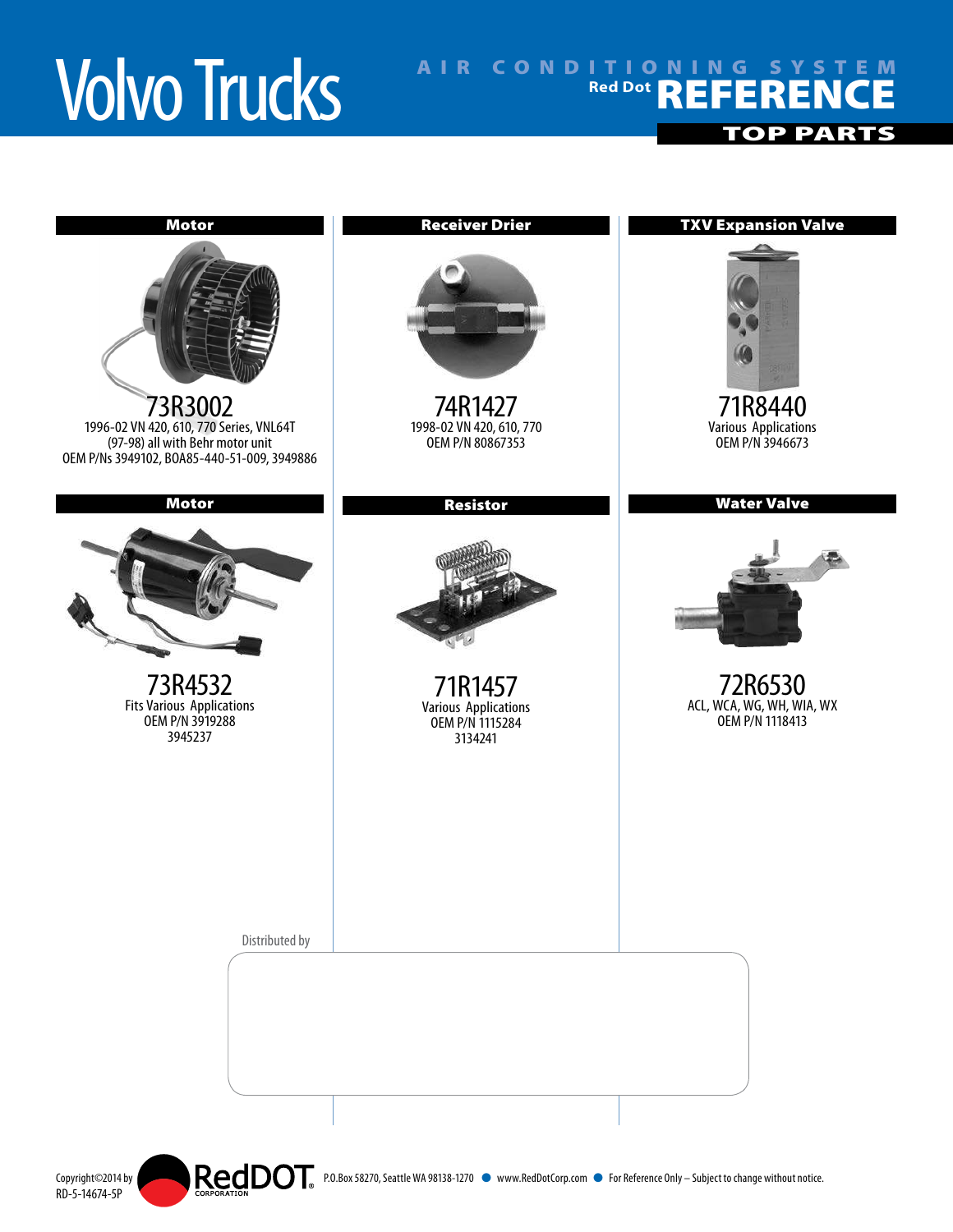# Volvo Trucks

## AIR CONDITIONING SYSTEM Red Dot REFERENCE

### TOP PARTS

**Motor**

73R3002
1996-02 VN 420, 610, 770 Series, VNL64T
(97-98) all with Behr motor unit
OEM P/Ns 3949102, BOA85-440-51-009, 3949886

**Receiver Drier**

74R1427
1998-02 VN 420, 610, 770
OEM P/N 80867353

**TXV Expansion Valve**

71R8440
Various Applications
OEM P/N 3946673

**Motor**

73R4532
Fits Various Applications
OEM P/N 3919288
3945237

**Resistor**

71R1457
Various Applications
OEM P/N 1115284
3134241

**Water Valve**

72R6530
ACL, WCA, WG, WH, WIA, WX
OEM P/N 1118413

Distributed by

Copyright©2014 by RedDOT CORPORATION
RD-5-14674-5P

P.O.Box 58270, Seattle WA 98138-1270 • www.RedDotCorp.com • For Reference Only – Subject to change without notice.